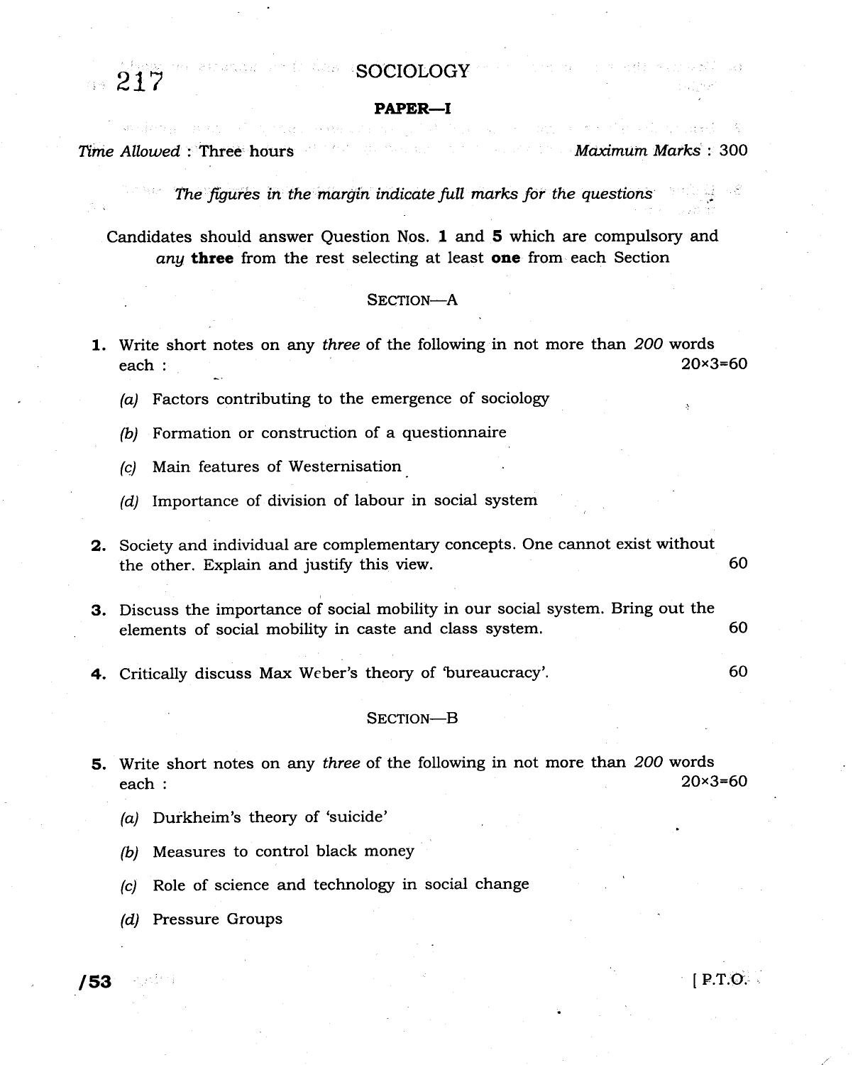217

# SOCIOLOGY

## PAPER—I

*Time Allowed* : Three hours *Maximum Marks* : 300

*The figures in the margin indicate full marks for the questions*

Candidates should answer Question Nos. **1** and **5** which are compulsory and *any* **three** from the rest selecting at least **one** from each Section

### SECTION—A

**1.** Write short notes on any *three* of the following in not more than *200* words each : 20×3=60

*(a)* Factors contributing to the emergence of sociology

*(b)* Formation or construction of a questionnaire

*(c)* Main features of Westernisation

*(d)* Importance of division of labour in social system

**2.** Society and individual are complementary concepts. One cannot exist without the other. Explain and justify this view. 60

**3.** Discuss the importance of social mobility in our social system. Bring out the elements of social mobility in caste and class system. 60

**4.** Critically discuss Max Weber's theory of 'bureaucracy'. 60

### SECTION—B

**5.** Write short notes on any *three* of the following in not more than *200* words each : 20×3=60

*(a)* Durkheim's theory of 'suicide'

*(b)* Measures to control black money

*(c)* Role of science and technology in social change

*(d)* Pressure Groups

/53 [ P.T.O.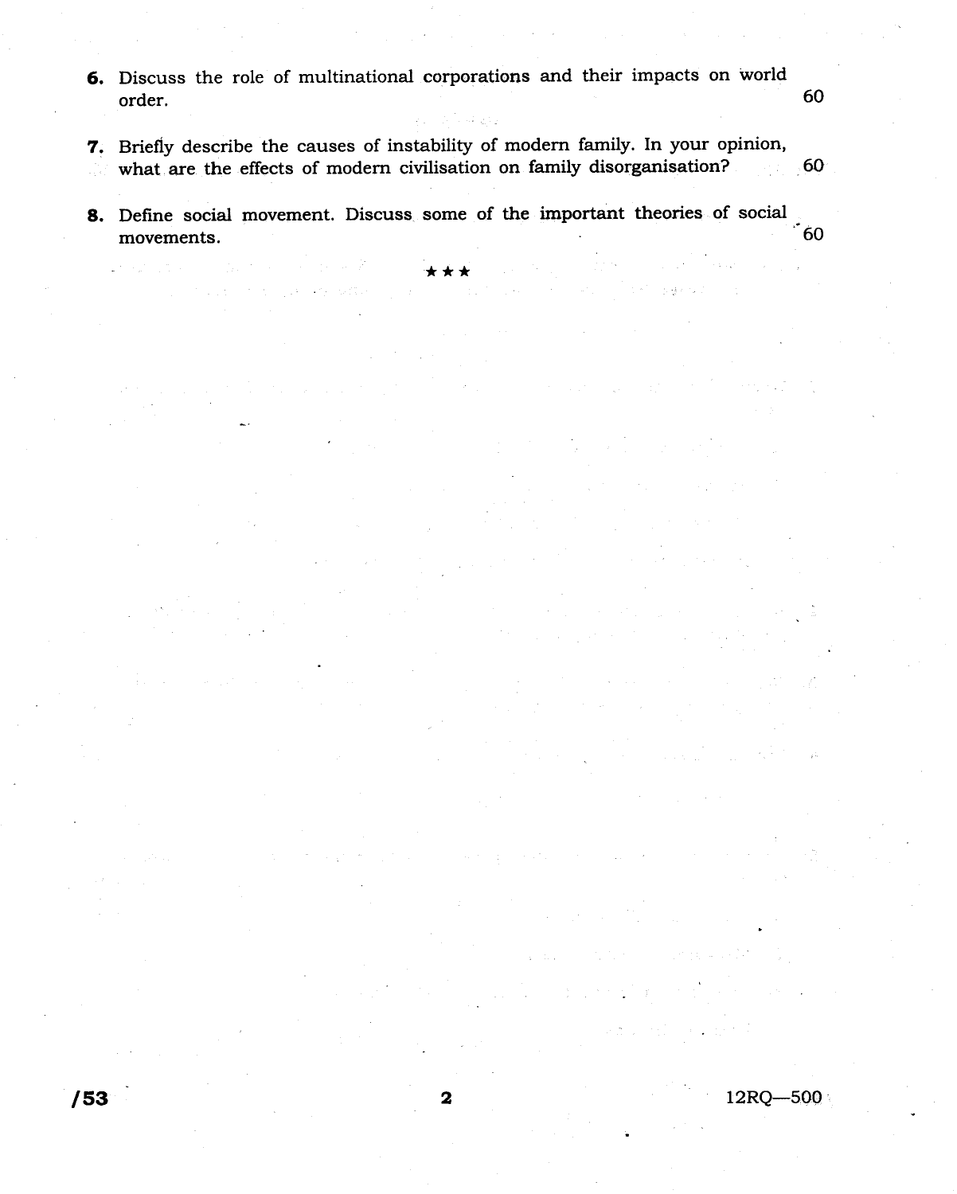**6.** Discuss the role of multinational corporations and their impacts on world order. 60

**7.** Briefly describe the causes of instability of modern family. In your opinion, what are the effects of modern civilisation on family disorganisation? 60

**8.** Define social movement. Discuss some of the important theories of social movements. 60

★★★

/53

12RQ—500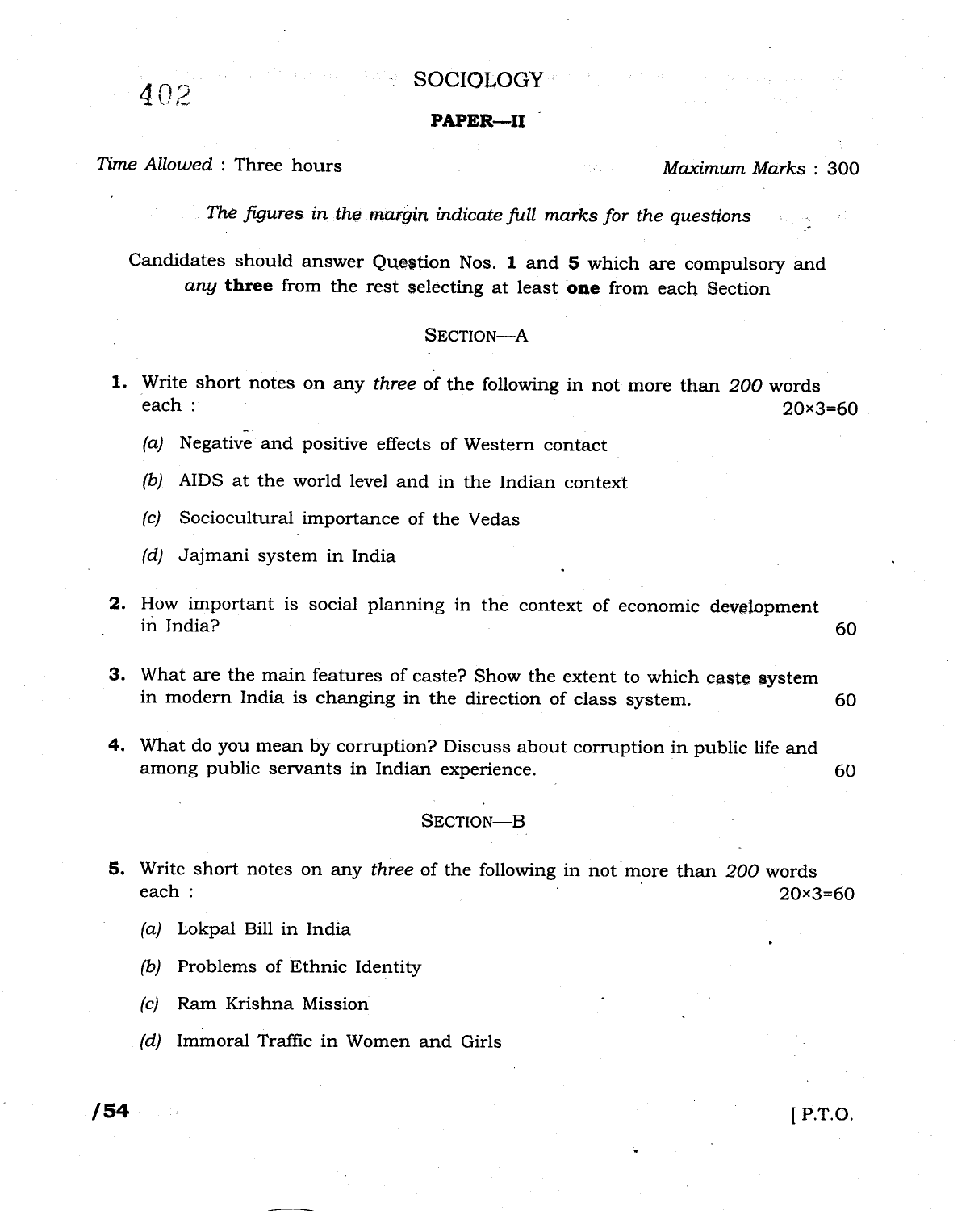402

# SOCIOLOGY

## PAPER—II

*Time Allowed* : Three hours *Maximum Marks* : 300

*The figures in the margin indicate full marks for the questions*

Candidates should answer Question Nos. **1** and **5** which are compulsory and *any* **three** from the rest selecting at least **one** from each Section

### SECTION—A

**1.** Write short notes on any *three* of the following in not more than *200* words each : 20×3=60

(a) Negative and positive effects of Western contact

(b) AIDS at the world level and in the Indian context

(c) Sociocultural importance of the Vedas

(d) Jajmani system in India

**2.** How important is social planning in the context of economic development in India? 60

**3.** What are the main features of caste? Show the extent to which caste system in modern India is changing in the direction of class system. 60

**4.** What do you mean by corruption? Discuss about corruption in public life and among public servants in Indian experience. 60

### SECTION—B

**5.** Write short notes on any *three* of the following in not more than *200* words each : 20×3=60

(a) Lokpal Bill in India

(b) Problems of Ethnic Identity

(c) Ram Krishna Mission

(d) Immoral Traffic in Women and Girls

/54 [ P.T.O.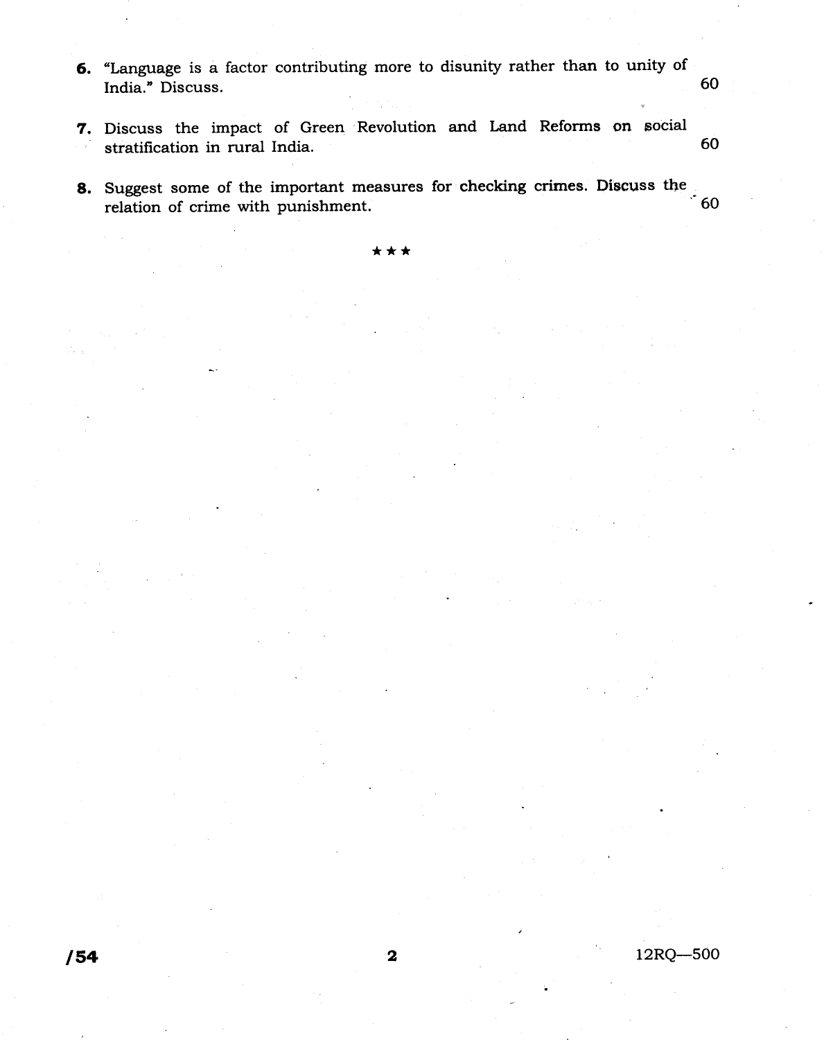6. "Language is a factor contributing more to disunity rather than to unity of India." Discuss. 60

7. Discuss the impact of Green Revolution and Land Reforms on social stratification in rural India. 60

8. Suggest some of the important measures for checking crimes. Discuss the relation of crime with punishment. 60

★★★

/54 12RQ—500